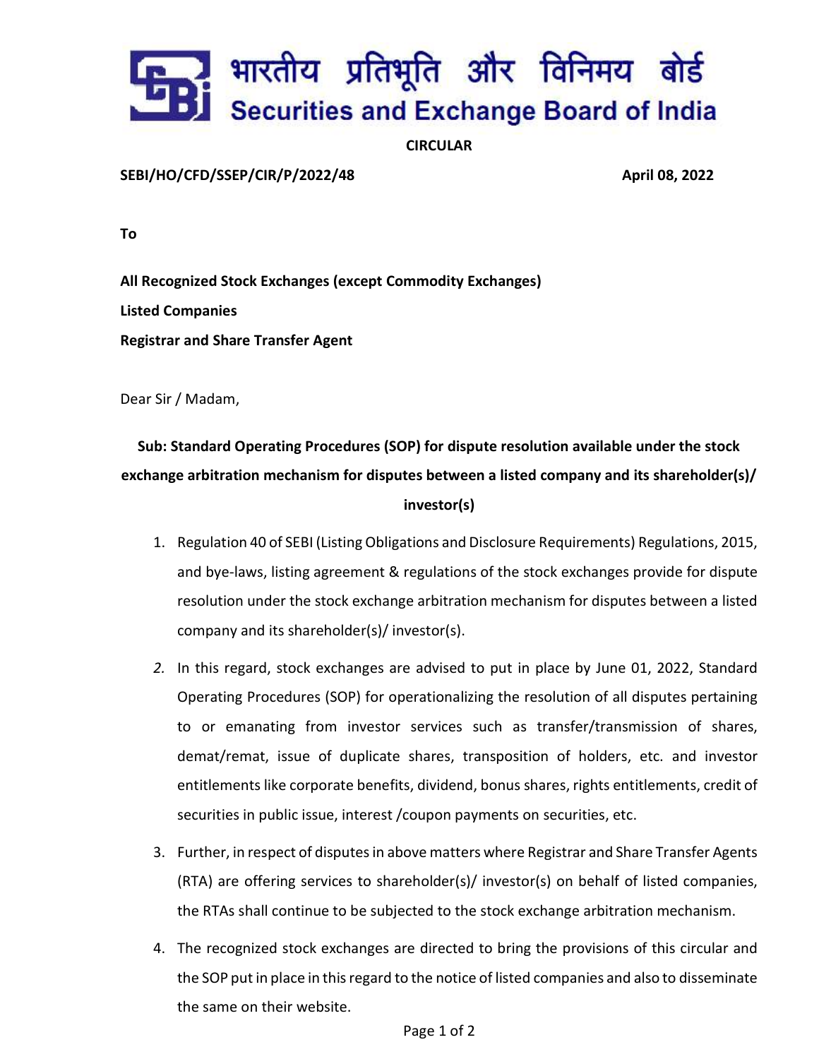# भारतीय प्रतिभूति और विनिमय बोर्ड
# Securities and Exchange Board of India

**CIRCULAR**

**SEBI/HO/CFD/SSEP/CIR/P/2022/48** **April 08, 2022**

**To**

**All Recognized Stock Exchanges (except Commodity Exchanges)**

**Listed Companies**

**Registrar and Share Transfer Agent**

Dear Sir / Madam,

**Sub: Standard Operating Procedures (SOP) for dispute resolution available under the stock exchange arbitration mechanism for disputes between a listed company and its shareholder(s)/ investor(s)**

1. Regulation 40 of SEBI (Listing Obligations and Disclosure Requirements) Regulations, 2015, and bye-laws, listing agreement & regulations of the stock exchanges provide for dispute resolution under the stock exchange arbitration mechanism for disputes between a listed company and its shareholder(s)/ investor(s).

2. In this regard, stock exchanges are advised to put in place by June 01, 2022, Standard Operating Procedures (SOP) for operationalizing the resolution of all disputes pertaining to or emanating from investor services such as transfer/transmission of shares, demat/remat, issue of duplicate shares, transposition of holders, etc. and investor entitlements like corporate benefits, dividend, bonus shares, rights entitlements, credit of securities in public issue, interest /coupon payments on securities, etc.

3. Further, in respect of disputes in above matters where Registrar and Share Transfer Agents (RTA) are offering services to shareholder(s)/ investor(s) on behalf of listed companies, the RTAs shall continue to be subjected to the stock exchange arbitration mechanism.

4. The recognized stock exchanges are directed to bring the provisions of this circular and the SOP put in place in this regard to the notice of listed companies and also to disseminate the same on their website.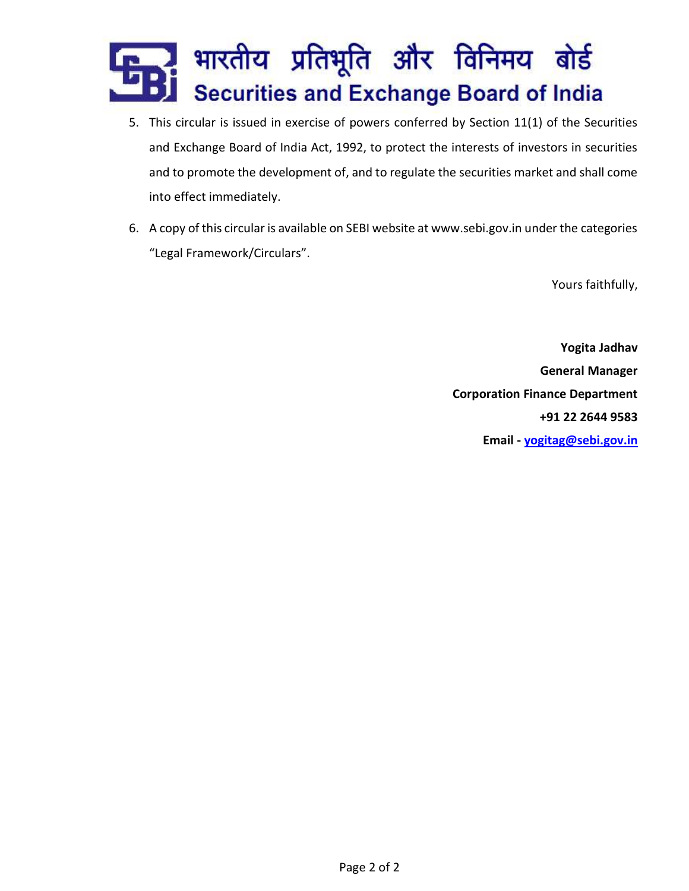5. This circular is issued in exercise of powers conferred by Section 11(1) of the Securities and Exchange Board of India Act, 1992, to protect the interests of investors in securities and to promote the development of, and to regulate the securities market and shall come into effect immediately.

6. A copy of this circular is available on SEBI website at www.sebi.gov.in under the categories "Legal Framework/Circulars".

Yours faithfully,

**Yogita Jadhav**
**General Manager**
**Corporation Finance Department**
**+91 22 2644 9583**
**Email - yogitag@sebi.gov.in**